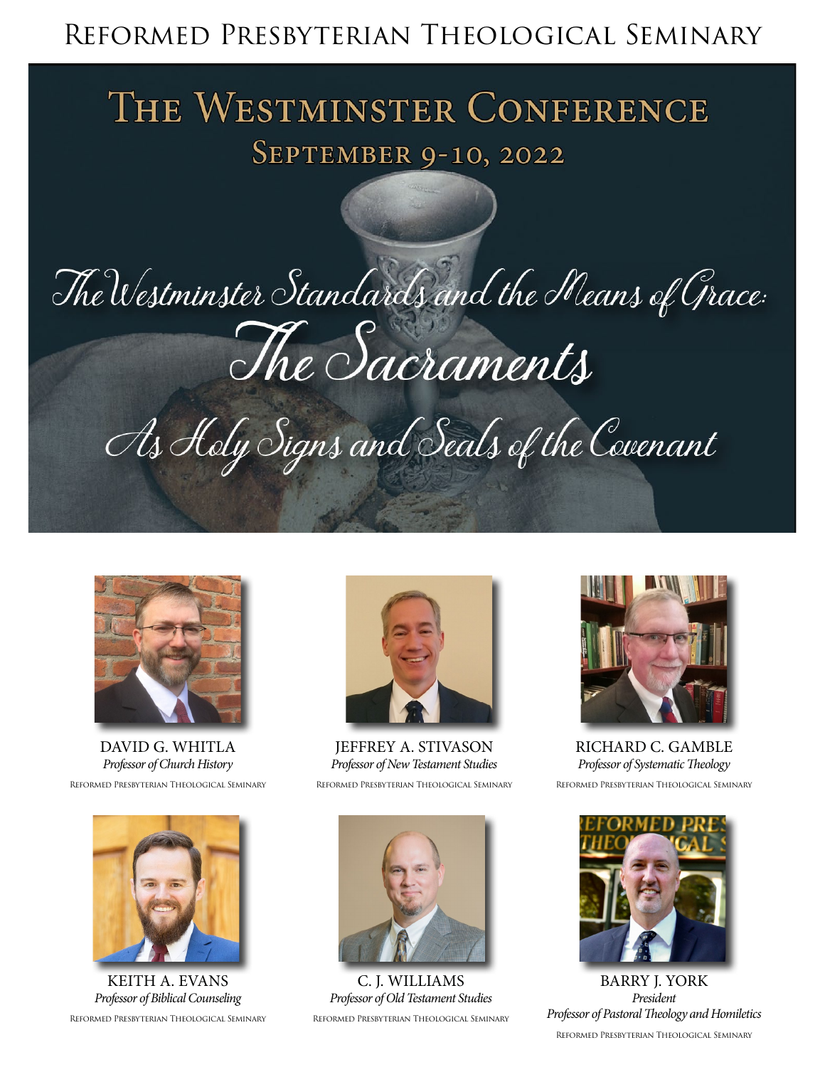# Reformed Presbyterian Theological Seminary

## The Westminster Conference

### September 9-10, 2022

*The Westminster Standards and the Means of Grace:*

## *The Sacraments*

*As Holy Signs and Seals of the Covenant*

DAVID G. WHITLA
*Professor of Church History*
Reformed Presbyterian Theological Seminary

JEFFREY A. STIVASON
*Professor of New Testament Studies*
Reformed Presbyterian Theological Seminary

RICHARD C. GAMBLE
*Professor of Systematic Theology*
Reformed Presbyterian Theological Seminary

KEITH A. EVANS
*Professor of Biblical Counseling*
Reformed Presbyterian Theological Seminary

C. J. WILLIAMS
*Professor of Old Testament Studies*
Reformed Presbyterian Theological Seminary

BARRY J. YORK
*President*
*Professor of Pastoral Theology and Homiletics*
Reformed Presbyterian Theological Seminary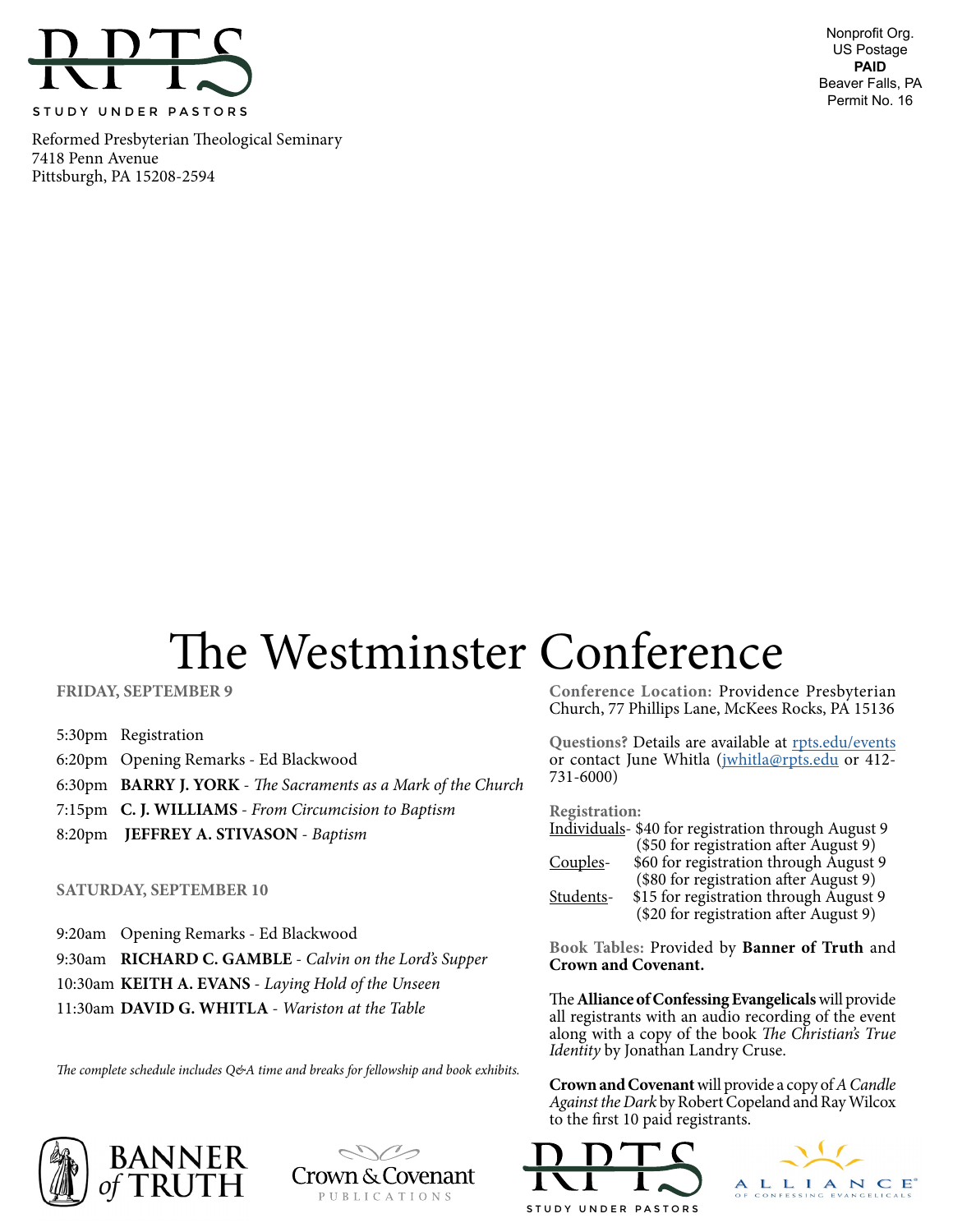RPTS

STUDY UNDER PASTORS

Reformed Presbyterian Theological Seminary
7418 Penn Avenue
Pittsburgh, PA 15208-2594

Nonprofit Org.
US Postage
**PAID**
Beaver Falls, PA
Permit No. 16

# The Westminster Conference

**FRIDAY, SEPTEMBER 9**

5:30pm Registration

6:20pm Opening Remarks - Ed Blackwood

6:30pm **BARRY J. YORK** - *The Sacraments as a Mark of the Church*

7:15pm **C. J. WILLIAMS** - *From Circumcision to Baptism*

8:20pm **JEFFREY A. STIVASON** - *Baptism*

**SATURDAY, SEPTEMBER 10**

9:20am Opening Remarks - Ed Blackwood

9:30am **RICHARD C. GAMBLE** - *Calvin on the Lord's Supper*

10:30am **KEITH A. EVANS** - *Laying Hold of the Unseen*

11:30am **DAVID G. WHITLA** - *Wariston at the Table*

*The complete schedule includes Q&A time and breaks for fellowship and book exhibits.*

**Conference Location:** Providence Presbyterian Church, 77 Phillips Lane, McKees Rocks, PA 15136

**Questions?** Details are available at rpts.edu/events or contact June Whitla (jwhitla@rpts.edu or 412-731-6000)

**Registration:**

Individuals- $40 for registration through August 9 ($50 for registration after August 9)
Couples- $60 for registration through August 9 ($80 for registration after August 9)
Students- $15 for registration through August 9 ($20 for registration after August 9)

**Book Tables:** Provided by **Banner of Truth** and **Crown and Covenant.**

The **Alliance of Confessing Evangelicals** will provide all registrants with an audio recording of the event along with a copy of the book *The Christian's True Identity* by Jonathan Landry Cruse.

**Crown and Covenant** will provide a copy of *A Candle Against the Dark* by Robert Copeland and Ray Wilcox to the first 10 paid registrants.

BANNER of TRUTH

Crown & Covenant PUBLICATIONS

RPTS STUDY UNDER PASTORS

ALLIANCE OF CONFESSING EVANGELICALS